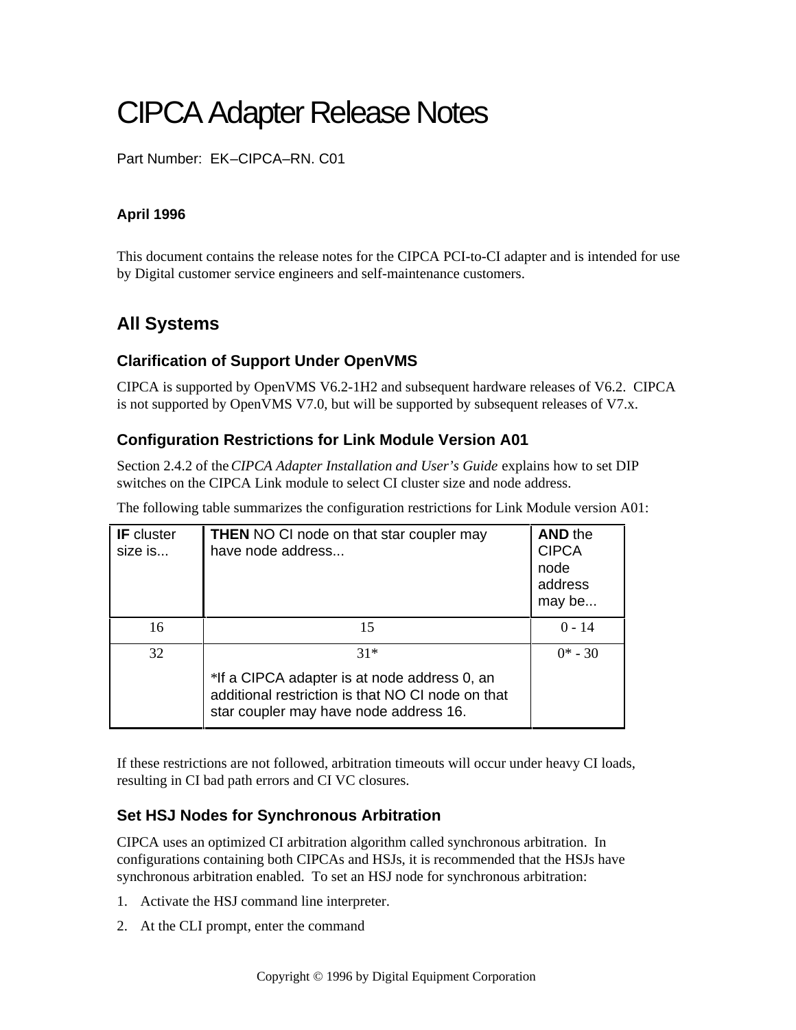# CIPCA Adapter Release Notes

Part Number: EK–CIPCA–RN. C01

**April 1996**

This document contains the release notes for the CIPCA PCI-to-CI adapter and is intended for use by Digital customer service engineers and self-maintenance customers.

## All Systems

### Clarification of Support Under OpenVMS

CIPCA is supported by OpenVMS V6.2-1H2 and subsequent hardware releases of V6.2. CIPCA is not supported by OpenVMS V7.0, but will be supported by subsequent releases of V7.x.

### Configuration Restrictions for Link Module Version A01

Section 2.4.2 of the *CIPCA Adapter Installation and User's Guide* explains how to set DIP switches on the CIPCA Link module to select CI cluster size and node address.

The following table summarizes the configuration restrictions for Link Module version A01:

| **IF** cluster size is... | **THEN** NO CI node on that star coupler may have node address... | **AND** the CIPCA node address may be... |
|---|---|---|
| 16 | 15 | 0 - 14 |
| 32 | 31* <br> *If a CIPCA adapter is at node address 0, an additional restriction is that NO CI node on that star coupler may have node address 16. | 0* - 30 |

If these restrictions are not followed, arbitration timeouts will occur under heavy CI loads, resulting in CI bad path errors and CI VC closures.

### Set HSJ Nodes for Synchronous Arbitration

CIPCA uses an optimized CI arbitration algorithm called synchronous arbitration. In configurations containing both CIPCAs and HSJs, it is recommended that the HSJs have synchronous arbitration enabled. To set an HSJ node for synchronous arbitration:

1. Activate the HSJ command line interpreter.
2. At the CLI prompt, enter the command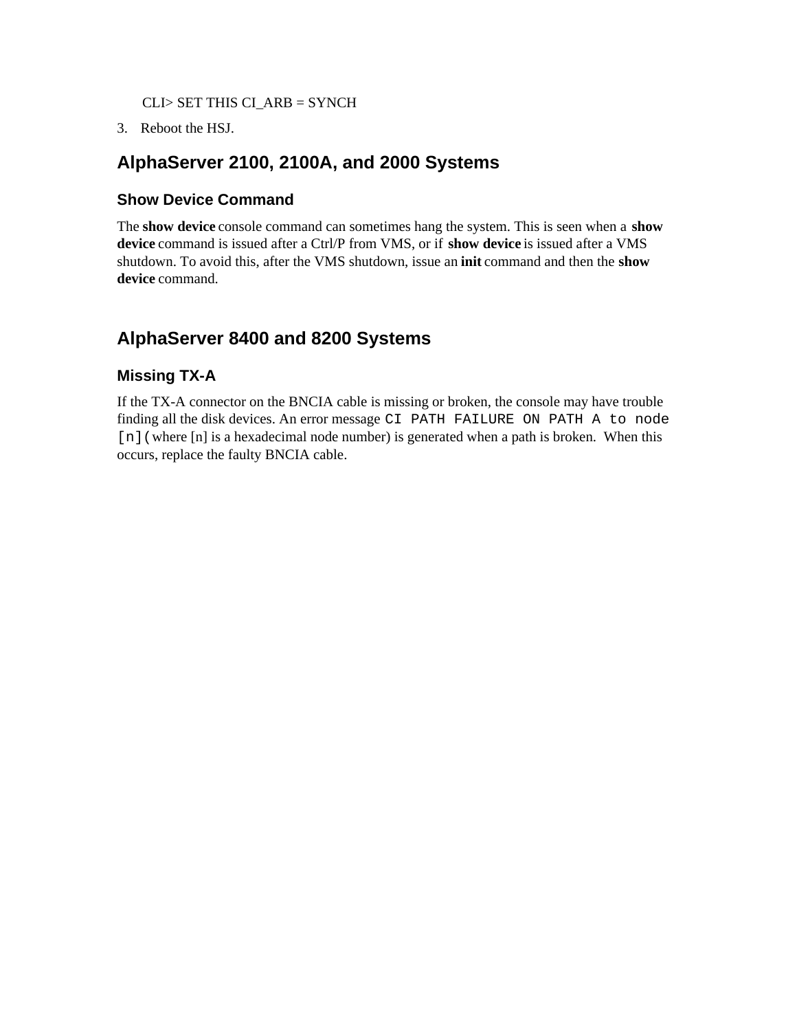CLI> SET THIS CI_ARB = SYNCH

3. Reboot the HSJ.

## AlphaServer 2100, 2100A, and 2000 Systems

### Show Device Command

The **show device** console command can sometimes hang the system. This is seen when a **show device** command is issued after a Ctrl/P from VMS, or if **show device** is issued after a VMS shutdown. To avoid this, after the VMS shutdown, issue an **init** command and then the **show device** command.

## AlphaServer 8400 and 8200 Systems

### Missing TX-A

If the TX-A connector on the BNCIA cable is missing or broken, the console may have trouble finding all the disk devices. An error message `CI PATH FAILURE ON PATH A to node [n](` where [n] is a hexadecimal node number) is generated when a path is broken. When this occurs, replace the faulty BNCIA cable.